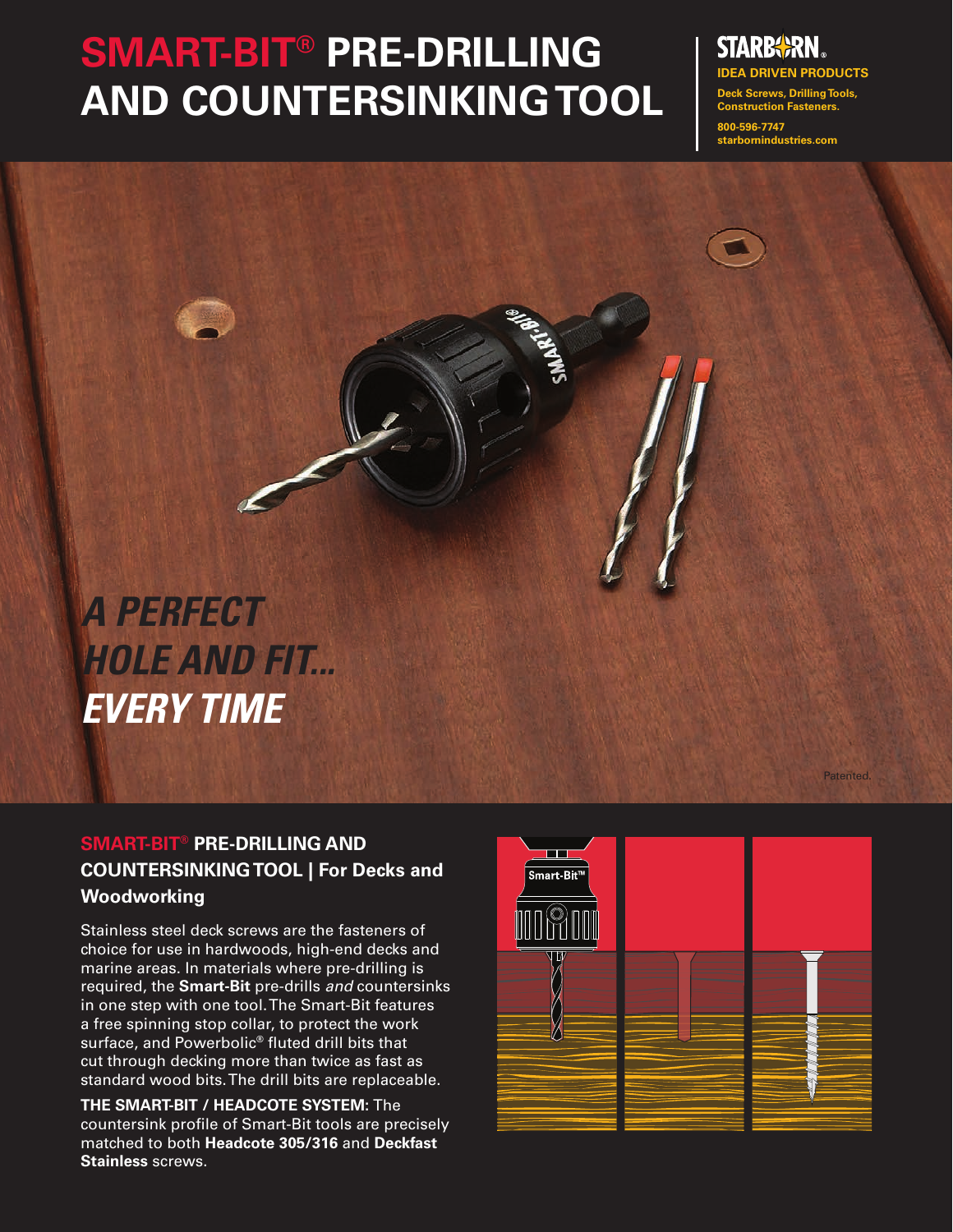# SMART-BIT® PRE-DRILLING AND COUNTERSINKING TOOL

**STARBORN**
**IDEA DRIVEN PRODUCTS**
**Deck Screws, Drilling Tools, Construction Fasteners.**
**800-596-7747**
**starbornindustries.com**

***A PERFECT HOLE AND FIT... EVERY TIME***

Patented.

## SMART-BIT® PRE-DRILLING AND COUNTERSINKING TOOL | For Decks and Woodworking

Stainless steel deck screws are the fasteners of choice for use in hardwoods, high-end decks and marine areas. In materials where pre-drilling is required, the **Smart-Bit** pre-drills *and* countersinks in one step with one tool. The Smart-Bit features a free spinning stop collar, to protect the work surface, and Powerbolic® fluted drill bits that cut through decking more than twice as fast as standard wood bits. The drill bits are replaceable.

**THE SMART-BIT / HEADCOTE SYSTEM:** The countersink profile of Smart-Bit tools are precisely matched to both **Headcote 305/316** and **Deckfast Stainless** screws.

Smart-Bit™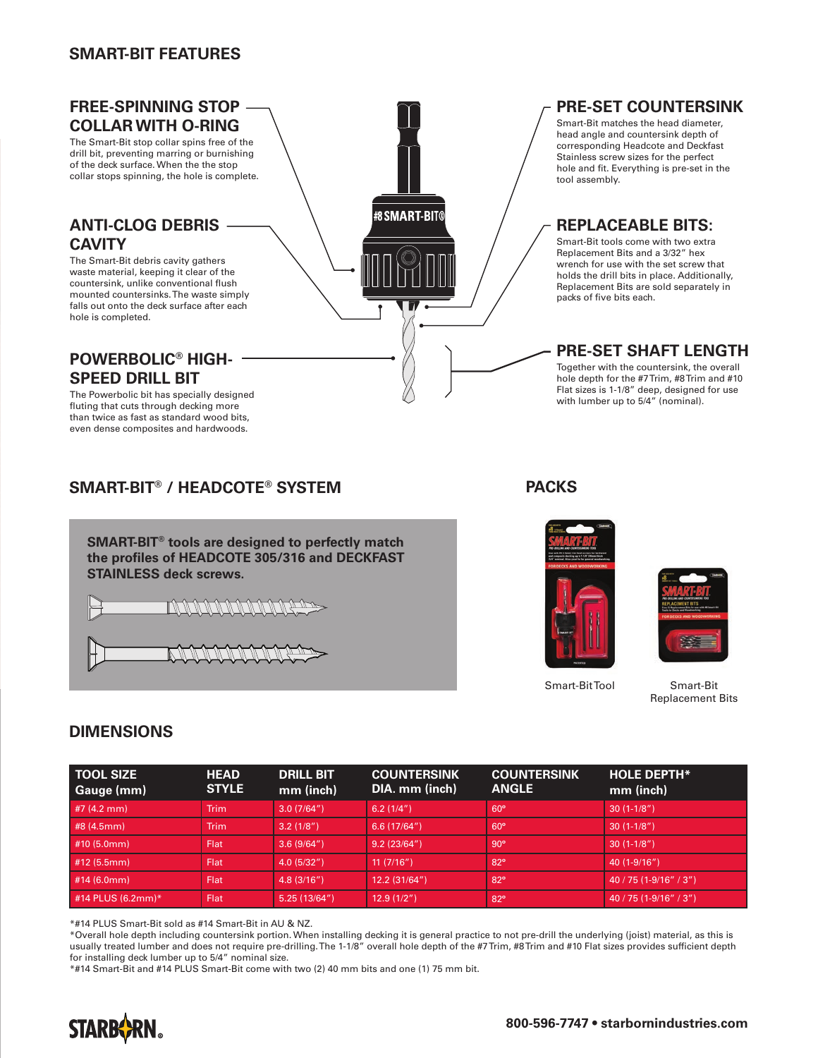## SMART-BIT FEATURES

### FREE-SPINNING STOP COLLAR WITH O-RING

The Smart-Bit stop collar spins free of the drill bit, preventing marring or burnishing of the deck surface. When the the stop collar stops spinning, the hole is complete.

### ANTI-CLOG DEBRIS CAVITY

The Smart-Bit debris cavity gathers waste material, keeping it clear of the countersink, unlike conventional flush mounted countersinks. The waste simply falls out onto the deck surface after each hole is completed.

### POWERBOLIC® HIGH-SPEED DRILL BIT

The Powerbolic bit has specially designed fluting that cuts through decking more than twice as fast as standard wood bits, even dense composites and hardwoods.

### PRE-SET COUNTERSINK

Smart-Bit matches the head diameter, head angle and countersink depth of corresponding Headcote and Deckfast Stainless screw sizes for the perfect hole and fit. Everything is pre-set in the tool assembly.

### REPLACEABLE BITS:

Smart-Bit tools come with two extra Replacement Bits and a 3/32" hex wrench for use with the set screw that holds the drill bits in place. Additionally, Replacement Bits are sold separately in packs of five bits each.

### PRE-SET SHAFT LENGTH

Together with the countersink, the overall hole depth for the #7 Trim, #8 Trim and #10 Flat sizes is 1-1/8" deep, designed for use with lumber up to 5/4" (nominal).

#8 SMART-BIT®

## SMART-BIT® / HEADCOTE® SYSTEM

**SMART-BIT® tools are designed to perfectly match the profiles of HEADCOTE 305/316 and DECKFAST STAINLESS deck screws.**

## PACKS

Smart-Bit Tool

Smart-Bit Replacement Bits

## DIMENSIONS

| TOOL SIZE Gauge (mm) | HEAD STYLE | DRILL BIT mm (inch) | COUNTERSINK DIA. mm (inch) | COUNTERSINK ANGLE | HOLE DEPTH* mm (inch) |
|---|---|---|---|---|---|
| #7 (4.2 mm) | Trim | 3.0 (7/64") | 6.2 (1/4") | 60º | 30 (1-1/8") |
| #8 (4.5mm) | Trim | 3.2 (1/8") | 6.6 (17/64") | 60º | 30 (1-1/8") |
| #10 (5.0mm) | Flat | 3.6 (9/64") | 9.2 (23/64") | 90º | 30 (1-1/8") |
| #12 (5.5mm) | Flat | 4.0 (5/32") | 11 (7/16") | 82º | 40 (1-9/16") |
| #14 (6.0mm) | Flat | 4.8 (3/16") | 12.2 (31/64") | 82º | 40 / 75 (1-9/16" / 3") |
| #14 PLUS (6.2mm)* | Flat | 5.25 (13/64") | 12.9 (1/2") | 82º | 40 / 75 (1-9/16" / 3") |

*#14 PLUS Smart-Bit sold as #14 Smart-Bit in AU & NZ.
*Overall hole depth including countersink portion. When installing decking it is general practice to not pre-drill the underlying (joist) material, as this is usually treated lumber and does not require pre-drilling. The 1-1/8" overall hole depth of the #7 Trim, #8 Trim and #10 Flat sizes provides sufficient depth for installing deck lumber up to 5/4" nominal size.
*#14 Smart-Bit and #14 PLUS Smart-Bit come with two (2) 40 mm bits and one (1) 75 mm bit.

STARBORN.

800-596-7747 • starbornindustries.com